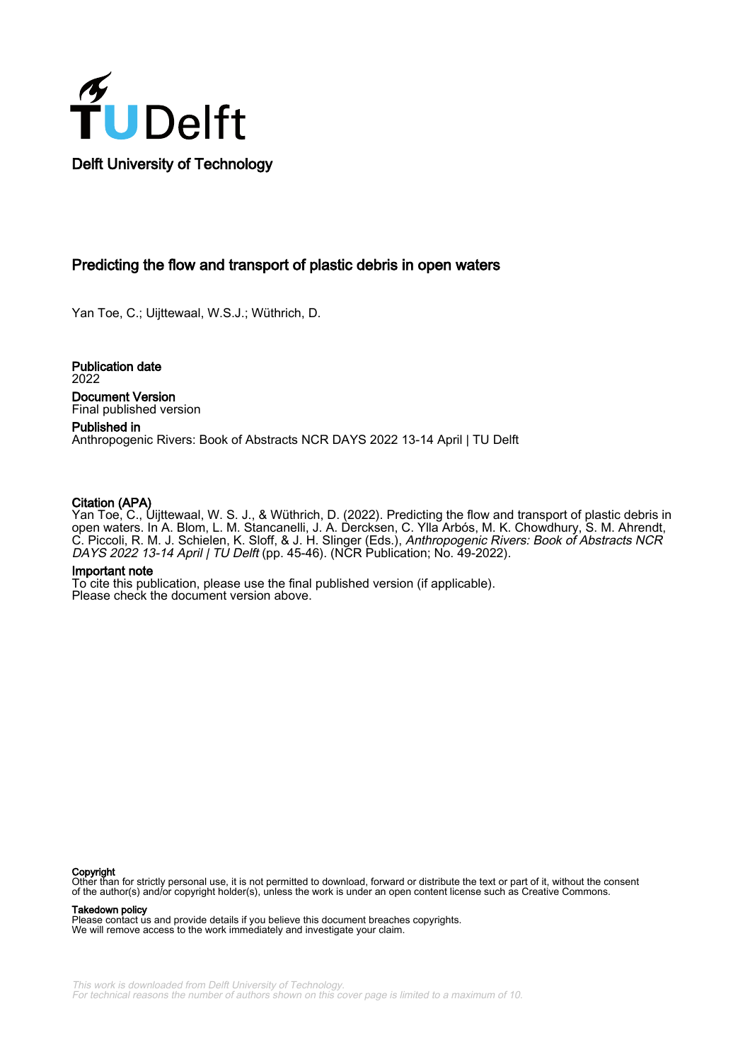Delft University of Technology

# Predicting the flow and transport of plastic debris in open waters

Yan Toe, C.; Uijttewaal, W.S.J.; Wüthrich, D.

**Publication date**
2022

**Document Version**
Final published version

**Published in**
Anthropogenic Rivers: Book of Abstracts NCR DAYS 2022 13-14 April | TU Delft

**Citation (APA)**
Yan Toe, C., Uijttewaal, W. S. J., & Wüthrich, D. (2022). Predicting the flow and transport of plastic debris in open waters. In A. Blom, L. M. Stancanelli, J. A. Dercksen, C. Ylla Arbós, M. K. Chowdhury, S. M. Ahrendt, C. Piccoli, R. M. J. Schielen, K. Sloff, & J. H. Slinger (Eds.), *Anthropogenic Rivers: Book of Abstracts NCR DAYS 2022 13-14 April | TU Delft* (pp. 45-46). (NCR Publication; No. 49-2022).

**Important note**
To cite this publication, please use the final published version (if applicable).
Please check the document version above.

**Copyright**
Other than for strictly personal use, it is not permitted to download, forward or distribute the text or part of it, without the consent of the author(s) and/or copyright holder(s), unless the work is under an open content license such as Creative Commons.

**Takedown policy**
Please contact us and provide details if you believe this document breaches copyrights.
We will remove access to the work immediately and investigate your claim.

*This work is downloaded from Delft University of Technology.*
*For technical reasons the number of authors shown on this cover page is limited to a maximum of 10.*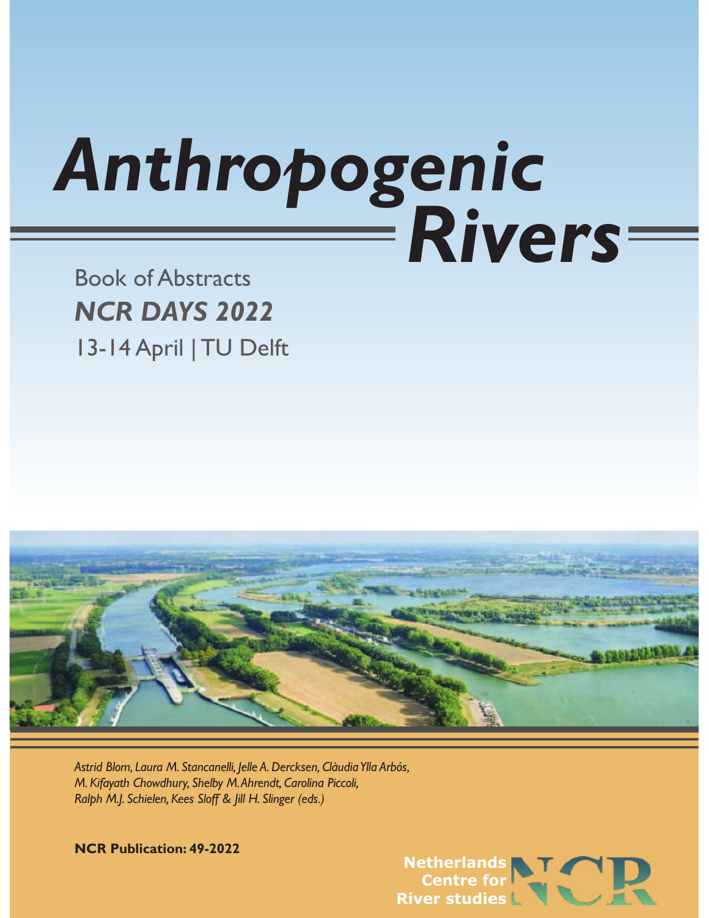# Anthropogenic Rivers

Book of Abstracts

***NCR DAYS 2022***

13-14 April | TU Delft

*Astrid Blom, Laura M. Stancanelli, Jelle A. Dercksen, Clàudia Ylla Arbós, M. Kifayath Chowdhury, Shelby M. Ahrendt, Carolina Piccoli, Ralph M.J. Schielen, Kees Sloff & Jill H. Slinger (eds.)*

**NCR Publication: 49-2022**

Netherlands Centre for River studies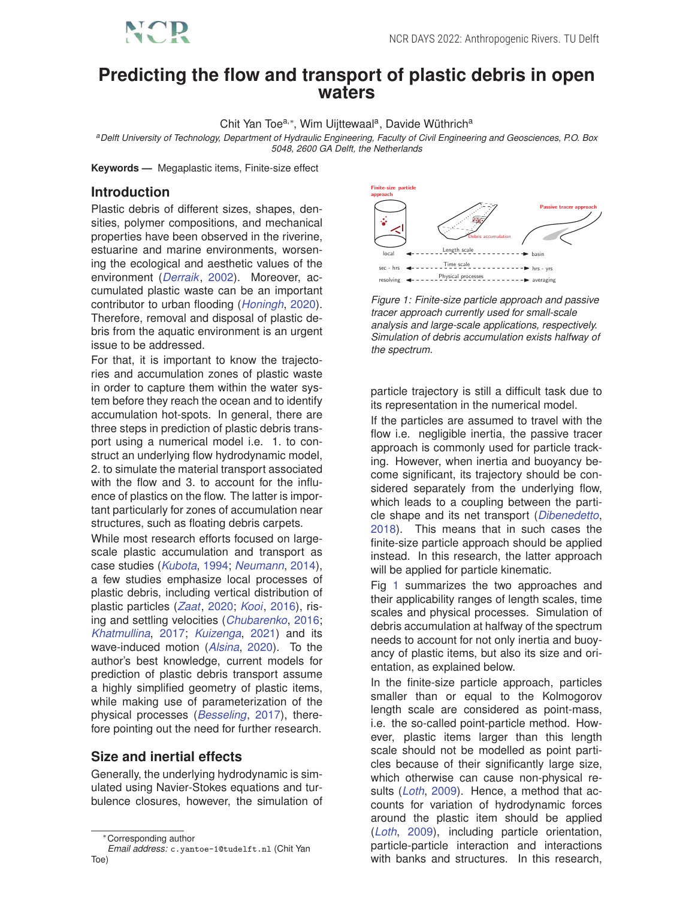# Predicting the flow and transport of plastic debris in open waters

Chit Yan Toe[a,*], Wim Uijttewaal[a], Davide Wüthrich[a]

[a]*Delft University of Technology, Department of Hydraulic Engineering, Faculty of Civil Engineering and Geosciences, P.O. Box 5048, 2600 GA Delft, the Netherlands*

**Keywords —** Megaplastic items, Finite-size effect

## Introduction

Plastic debris of different sizes, shapes, densities, polymer compositions, and mechanical properties have been observed in the riverine, estuarine and marine environments, worsening the ecological and aesthetic values of the environment (*Derraik*, 2002). Moreover, accumulated plastic waste can be an important contributor to urban flooding (*Honingh*, 2020). Therefore, removal and disposal of plastic debris from the aquatic environment is an urgent issue to be addressed.

For that, it is important to know the trajectories and accumulation zones of plastic waste in order to capture them within the water system before they reach the ocean and to identify accumulation hot-spots. In general, there are three steps in prediction of plastic debris transport using a numerical model i.e. 1. to construct an underlying flow hydrodynamic model, 2. to simulate the material transport associated with the flow and 3. to account for the influence of plastics on the flow. The latter is important particularly for zones of accumulation near structures, such as floating debris carpets.

While most research efforts focused on large-scale plastic accumulation and transport as case studies (*Kubota*, 1994; *Neumann*, 2014), a few studies emphasize local processes of plastic debris, including vertical distribution of plastic particles (*Zaat*, 2020; *Kooi*, 2016), rising and settling velocities (*Chubarenko*, 2016; *Khatmullina*, 2017; *Kuizenga*, 2021) and its wave-induced motion (*Alsina*, 2020). To the author's best knowledge, current models for prediction of plastic debris transport assume a highly simplified geometry of plastic items, while making use of parameterization of the physical processes (*Besseling*, 2017), therefore pointing out the need for further research.

## Size and inertial effects

Generally, the underlying hydrodynamic is simulated using Navier-Stokes equations and turbulence closures, however, the simulation of particle trajectory is still a difficult task due to its representation in the numerical model.

*Figure 1: Finite-size particle approach and passive tracer approach currently used for small-scale analysis and large-scale applications, respectively. Simulation of debris accumulation exists halfway of the spectrum.*

If the particles are assumed to travel with the flow i.e. negligible inertia, the passive tracer approach is commonly used for particle tracking. However, when inertia and buoyancy become significant, its trajectory should be considered separately from the underlying flow, which leads to a coupling between the particle shape and its net transport (*Dibenedetto*, 2018). This means that in such cases the finite-size particle approach should be applied instead. In this research, the latter approach will be applied for particle kinematic.

Fig 1 summarizes the two approaches and their applicability ranges of length scales, time scales and physical processes. Simulation of debris accumulation at halfway of the spectrum needs to account for not only inertia and buoyancy of plastic items, but also its size and orientation, as explained below.

In the finite-size particle approach, particles smaller than or equal to the Kolmogorov length scale are considered as point-mass, i.e. the so-called point-particle method. However, plastic items larger than this length scale should not be modelled as point particles because of their significantly large size, which otherwise can cause non-physical results (*Loth*, 2009). Hence, a method that accounts for variation of hydrodynamic forces around the plastic item should be applied (*Loth*, 2009), including particle orientation, particle-particle interaction and interactions with banks and structures. In this research,

---

*Corresponding author
*Email address:* c.yantoe-1@tudelft.nl (Chit Yan Toe)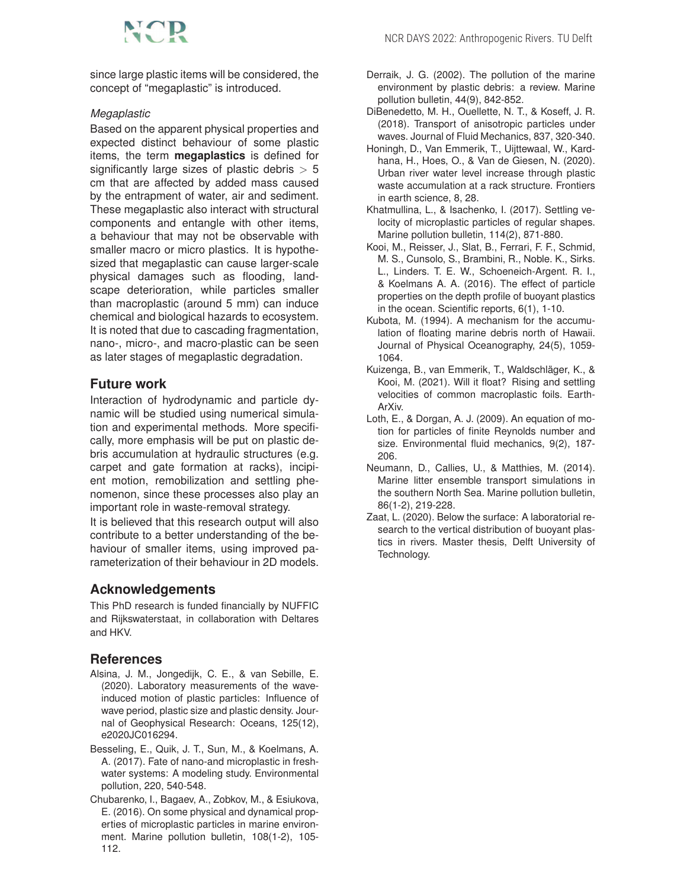since large plastic items will be considered, the concept of "megaplastic" is introduced.

### *Megaplastic*

Based on the apparent physical properties and expected distinct behaviour of some plastic items, the term **megaplastics** is defined for significantly large sizes of plastic debris $> 5$ cm that are affected by added mass caused by the entrapment of water, air and sediment. These megaplastic also interact with structural components and entangle with other items, a behaviour that may not be observable with smaller macro or micro plastics. It is hypothesized that megaplastic can cause larger-scale physical damages such as flooding, landscape deterioration, while particles smaller than macroplastic (around 5 mm) can induce chemical and biological hazards to ecosystem. It is noted that due to cascading fragmentation, nano-, micro-, and macro-plastic can be seen as later stages of megaplastic degradation.

## Future work

Interaction of hydrodynamic and particle dynamic will be studied using numerical simulation and experimental methods. More specifically, more emphasis will be put on plastic debris accumulation at hydraulic structures (e.g. carpet and gate formation at racks), incipient motion, remobilization and settling phenomenon, since these processes also play an important role in waste-removal strategy.

It is believed that this research output will also contribute to a better understanding of the behaviour of smaller items, using improved parameterization of their behaviour in 2D models.

## Acknowledgements

This PhD research is funded financially by NUFFIC and Rijkswaterstaat, in collaboration with Deltares and HKV.

## References

Alsina, J. M., Jongedijk, C. E., & van Sebille, E. (2020). Laboratory measurements of the wave-induced motion of plastic particles: Influence of wave period, plastic size and plastic density. Journal of Geophysical Research: Oceans, 125(12), e2020JC016294.

Besseling, E., Quik, J. T., Sun, M., & Koelmans, A. A. (2017). Fate of nano-and microplastic in freshwater systems: A modeling study. Environmental pollution, 220, 540-548.

Chubarenko, I., Bagaev, A., Zobkov, M., & Esiukova, E. (2016). On some physical and dynamical properties of microplastic particles in marine environment. Marine pollution bulletin, 108(1-2), 105-112.

Derraik, J. G. (2002). The pollution of the marine environment by plastic debris: a review. Marine pollution bulletin, 44(9), 842-852.

DiBenedetto, M. H., Ouellette, N. T., & Koseff, J. R. (2018). Transport of anisotropic particles under waves. Journal of Fluid Mechanics, 837, 320-340.

Honingh, D., Van Emmerik, T., Uijttewaal, W., Kardhana, H., Hoes, O., & Van de Giesen, N. (2020). Urban river water level increase through plastic waste accumulation at a rack structure. Frontiers in earth science, 8, 28.

Khatmullina, L., & Isachenko, I. (2017). Settling velocity of microplastic particles of regular shapes. Marine pollution bulletin, 114(2), 871-880.

Kooi, M., Reisser, J., Slat, B., Ferrari, F. F., Schmid, M. S., Cunsolo, S., Brambini, R., Noble. K., Sirks. L., Linders. T. E. W., Schoeneich-Argent. R. I., & Koelmans A. A. (2016). The effect of particle properties on the depth profile of buoyant plastics in the ocean. Scientific reports, 6(1), 1-10.

Kubota, M. (1994). A mechanism for the accumulation of floating marine debris north of Hawaii. Journal of Physical Oceanography, 24(5), 1059-1064.

Kuizenga, B., van Emmerik, T., Waldschläger, K., & Kooi, M. (2021). Will it float? Rising and settling velocities of common macroplastic foils. EarthArXiv.

Loth, E., & Dorgan, A. J. (2009). An equation of motion for particles of finite Reynolds number and size. Environmental fluid mechanics, 9(2), 187-206.

Neumann, D., Callies, U., & Matthies, M. (2014). Marine litter ensemble transport simulations in the southern North Sea. Marine pollution bulletin, 86(1-2), 219-228.

Zaat, L. (2020). Below the surface: A laboratorial research to the vertical distribution of buoyant plastics in rivers. Master thesis, Delft University of Technology.